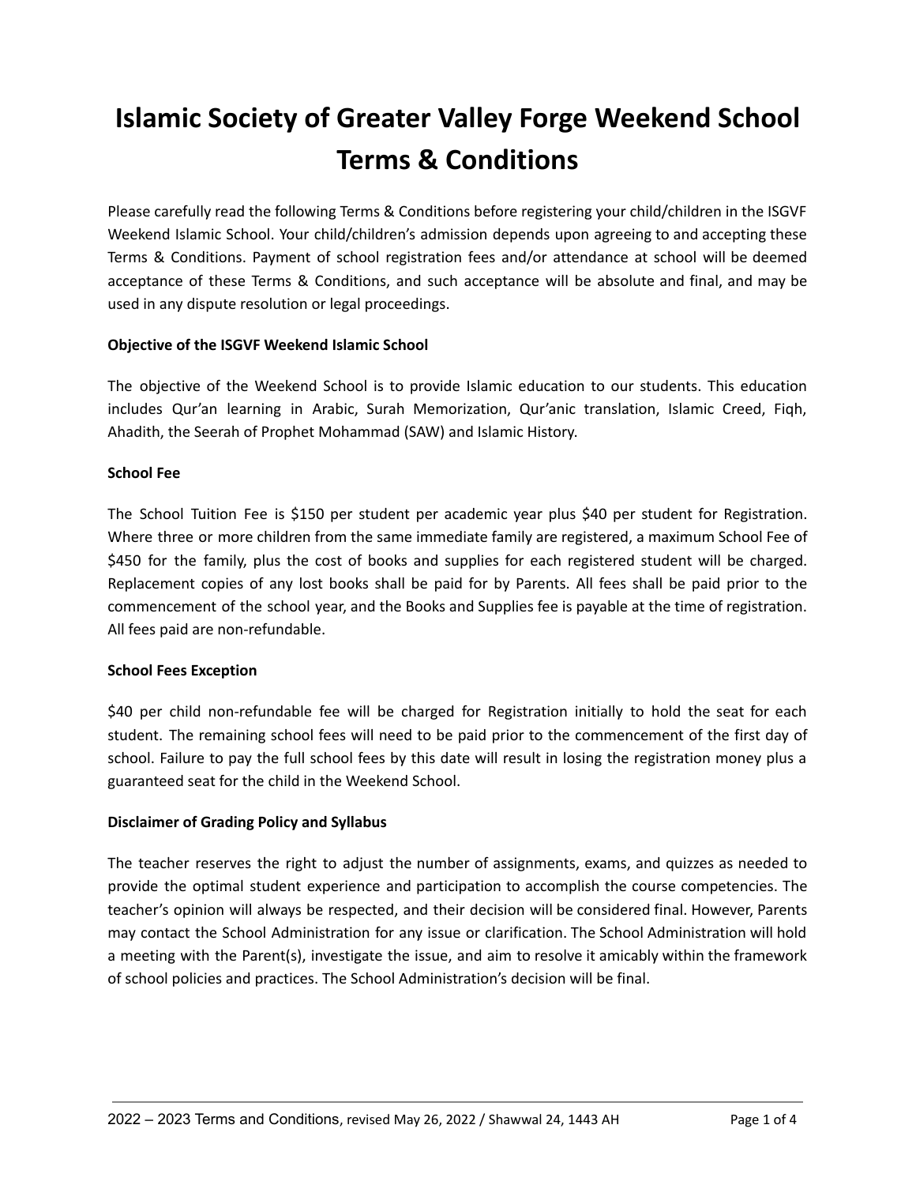# Islamic Society of Greater Valley Forge Weekend School Terms & Conditions

Please carefully read the following Terms & Conditions before registering your child/children in the ISGVF Weekend Islamic School. Your child/children's admission depends upon agreeing to and accepting these Terms & Conditions. Payment of school registration fees and/or attendance at school will be deemed acceptance of these Terms & Conditions, and such acceptance will be absolute and final, and may be used in any dispute resolution or legal proceedings.

**Objective of the ISGVF Weekend Islamic School**

The objective of the Weekend School is to provide Islamic education to our students. This education includes Qur'an learning in Arabic, Surah Memorization, Qur'anic translation, Islamic Creed, Fiqh, Ahadith, the Seerah of Prophet Mohammad (SAW) and Islamic History.

**School Fee**

The School Tuition Fee is $150 per student per academic year plus $40 per student for Registration. Where three or more children from the same immediate family are registered, a maximum School Fee of $450 for the family, plus the cost of books and supplies for each registered student will be charged. Replacement copies of any lost books shall be paid for by Parents. All fees shall be paid prior to the commencement of the school year, and the Books and Supplies fee is payable at the time of registration. All fees paid are non-refundable.

**School Fees Exception**

$40 per child non-refundable fee will be charged for Registration initially to hold the seat for each student. The remaining school fees will need to be paid prior to the commencement of the first day of school. Failure to pay the full school fees by this date will result in losing the registration money plus a guaranteed seat for the child in the Weekend School.

**Disclaimer of Grading Policy and Syllabus**

The teacher reserves the right to adjust the number of assignments, exams, and quizzes as needed to provide the optimal student experience and participation to accomplish the course competencies. The teacher's opinion will always be respected, and their decision will be considered final. However, Parents may contact the School Administration for any issue or clarification. The School Administration will hold a meeting with the Parent(s), investigate the issue, and aim to resolve it amicably within the framework of school policies and practices. The School Administration's decision will be final.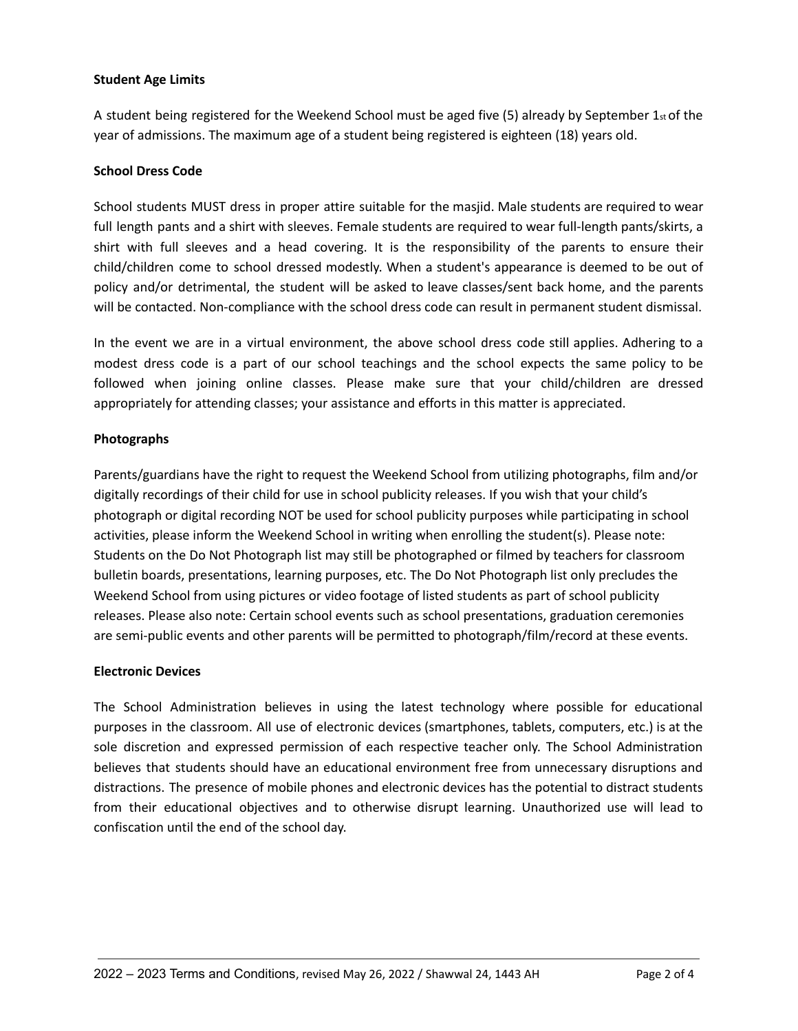**Student Age Limits**

A student being registered for the Weekend School must be aged five (5) already by September 1st of the year of admissions. The maximum age of a student being registered is eighteen (18) years old.

**School Dress Code**

School students MUST dress in proper attire suitable for the masjid. Male students are required to wear full length pants and a shirt with sleeves. Female students are required to wear full-length pants/skirts, a shirt with full sleeves and a head covering. It is the responsibility of the parents to ensure their child/children come to school dressed modestly. When a student's appearance is deemed to be out of policy and/or detrimental, the student will be asked to leave classes/sent back home, and the parents will be contacted. Non-compliance with the school dress code can result in permanent student dismissal.

In the event we are in a virtual environment, the above school dress code still applies. Adhering to a modest dress code is a part of our school teachings and the school expects the same policy to be followed when joining online classes. Please make sure that your child/children are dressed appropriately for attending classes; your assistance and efforts in this matter is appreciated.

**Photographs**

Parents/guardians have the right to request the Weekend School from utilizing photographs, film and/or digitally recordings of their child for use in school publicity releases. If you wish that your child's photograph or digital recording NOT be used for school publicity purposes while participating in school activities, please inform the Weekend School in writing when enrolling the student(s). Please note: Students on the Do Not Photograph list may still be photographed or filmed by teachers for classroom bulletin boards, presentations, learning purposes, etc. The Do Not Photograph list only precludes the Weekend School from using pictures or video footage of listed students as part of school publicity releases. Please also note: Certain school events such as school presentations, graduation ceremonies are semi-public events and other parents will be permitted to photograph/film/record at these events.

**Electronic Devices**

The School Administration believes in using the latest technology where possible for educational purposes in the classroom. All use of electronic devices (smartphones, tablets, computers, etc.) is at the sole discretion and expressed permission of each respective teacher only. The School Administration believes that students should have an educational environment free from unnecessary disruptions and distractions. The presence of mobile phones and electronic devices has the potential to distract students from their educational objectives and to otherwise disrupt learning. Unauthorized use will lead to confiscation until the end of the school day.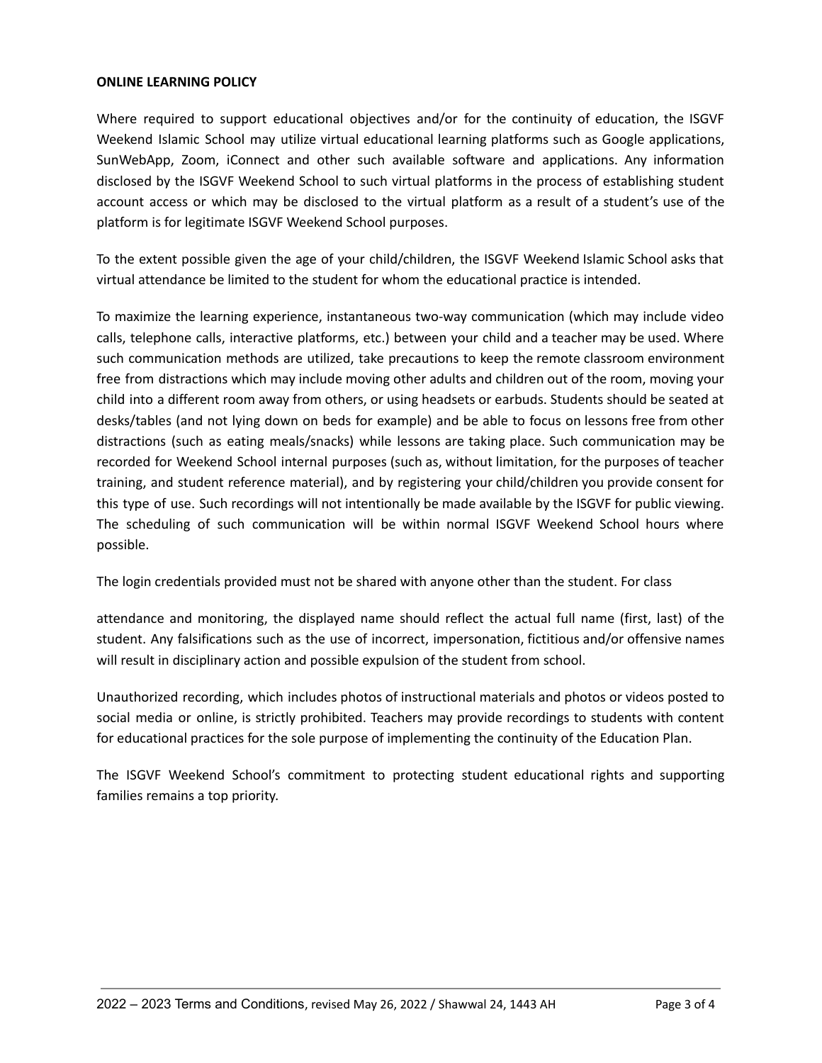**ONLINE LEARNING POLICY**

Where required to support educational objectives and/or for the continuity of education, the ISGVF Weekend Islamic School may utilize virtual educational learning platforms such as Google applications, SunWebApp, Zoom, iConnect and other such available software and applications. Any information disclosed by the ISGVF Weekend School to such virtual platforms in the process of establishing student account access or which may be disclosed to the virtual platform as a result of a student's use of the platform is for legitimate ISGVF Weekend School purposes.

To the extent possible given the age of your child/children, the ISGVF Weekend Islamic School asks that virtual attendance be limited to the student for whom the educational practice is intended.

To maximize the learning experience, instantaneous two-way communication (which may include video calls, telephone calls, interactive platforms, etc.) between your child and a teacher may be used. Where such communication methods are utilized, take precautions to keep the remote classroom environment free from distractions which may include moving other adults and children out of the room, moving your child into a different room away from others, or using headsets or earbuds. Students should be seated at desks/tables (and not lying down on beds for example) and be able to focus on lessons free from other distractions (such as eating meals/snacks) while lessons are taking place. Such communication may be recorded for Weekend School internal purposes (such as, without limitation, for the purposes of teacher training, and student reference material), and by registering your child/children you provide consent for this type of use. Such recordings will not intentionally be made available by the ISGVF for public viewing. The scheduling of such communication will be within normal ISGVF Weekend School hours where possible.

The login credentials provided must not be shared with anyone other than the student. For class attendance and monitoring, the displayed name should reflect the actual full name (first, last) of the student. Any falsifications such as the use of incorrect, impersonation, fictitious and/or offensive names will result in disciplinary action and possible expulsion of the student from school.

Unauthorized recording, which includes photos of instructional materials and photos or videos posted to social media or online, is strictly prohibited. Teachers may provide recordings to students with content for educational practices for the sole purpose of implementing the continuity of the Education Plan.

The ISGVF Weekend School's commitment to protecting student educational rights and supporting families remains a top priority.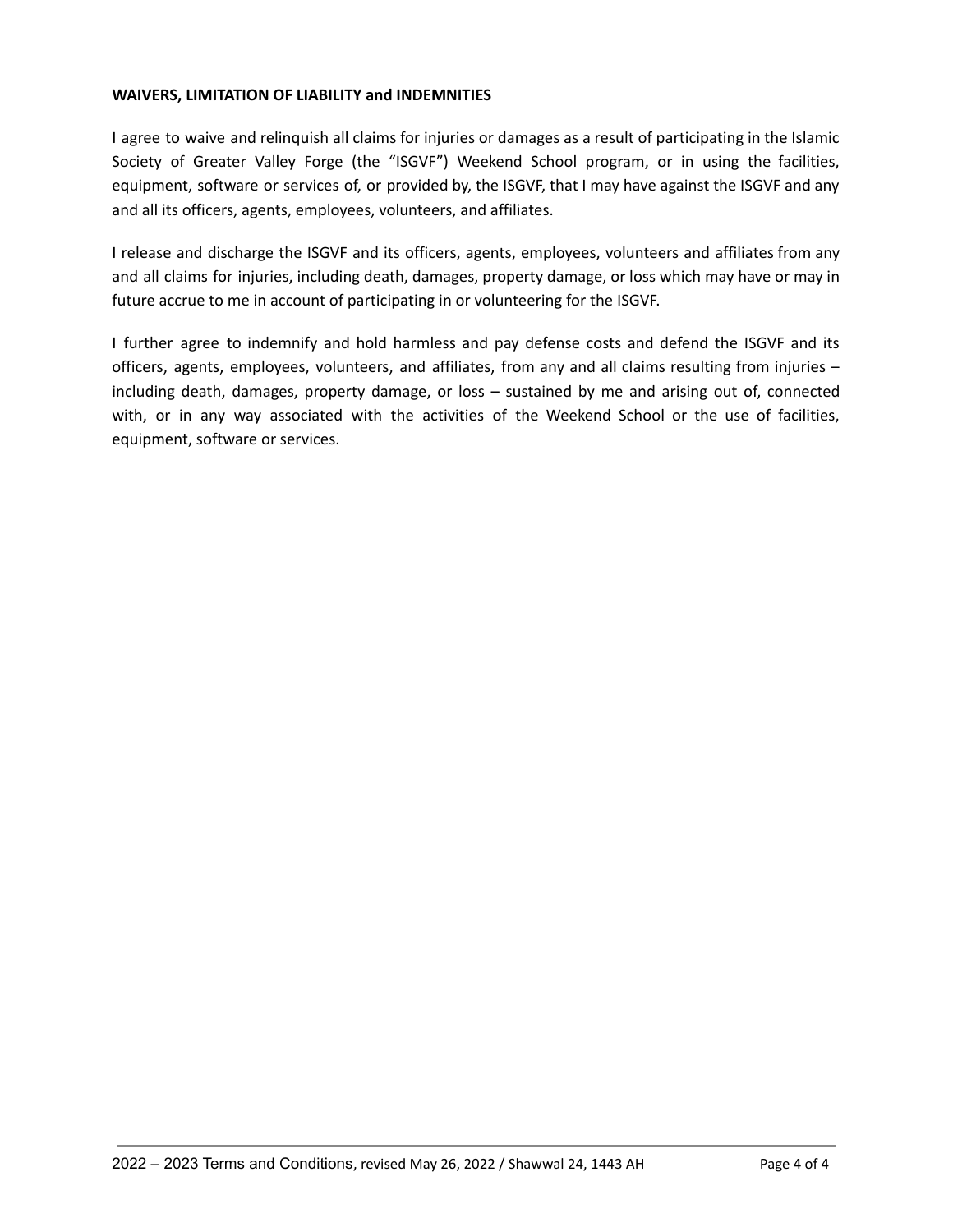**WAIVERS, LIMITATION OF LIABILITY and INDEMNITIES**

I agree to waive and relinquish all claims for injuries or damages as a result of participating in the Islamic Society of Greater Valley Forge (the "ISGVF") Weekend School program, or in using the facilities, equipment, software or services of, or provided by, the ISGVF, that I may have against the ISGVF and any and all its officers, agents, employees, volunteers, and affiliates.

I release and discharge the ISGVF and its officers, agents, employees, volunteers and affiliates from any and all claims for injuries, including death, damages, property damage, or loss which may have or may in future accrue to me in account of participating in or volunteering for the ISGVF.

I further agree to indemnify and hold harmless and pay defense costs and defend the ISGVF and its officers, agents, employees, volunteers, and affiliates, from any and all claims resulting from injuries – including death, damages, property damage, or loss – sustained by me and arising out of, connected with, or in any way associated with the activities of the Weekend School or the use of facilities, equipment, software or services.